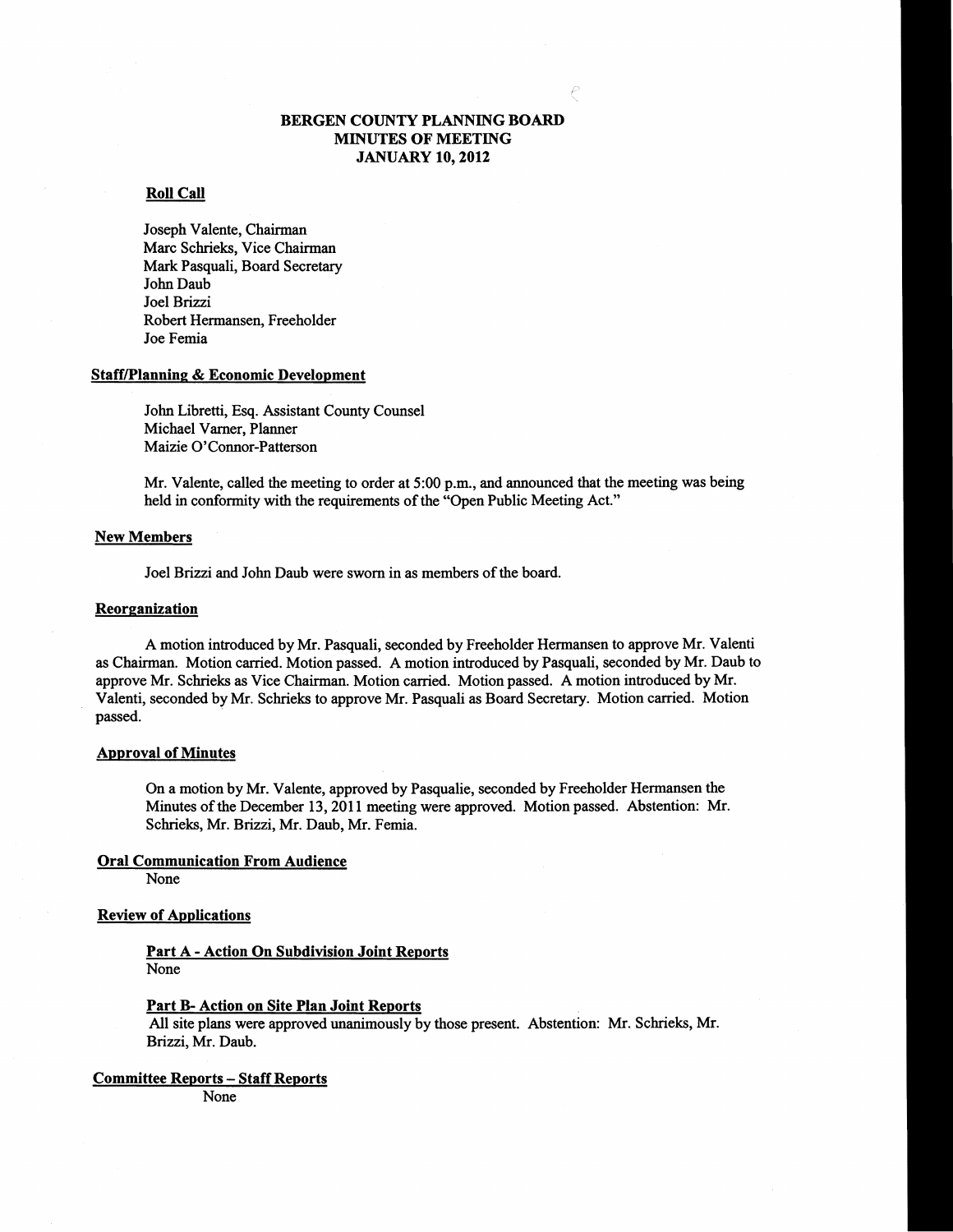# BERGEN COUNTY PLANNING BOARD
# MINUTES OF MEETING
# JANUARY 10, 2012

## Roll Call

Joseph Valente, Chairman
Marc Schrieks, Vice Chairman
Mark Pasquali, Board Secretary
John Daub
Joel Brizzi
Robert Hermansen, Freeholder
Joe Femia

## Staff/Planning & Economic Development

John Libretti, Esq. Assistant County Counsel
Michael Varner, Planner
Maizie O'Connor-Patterson

Mr. Valente, called the meeting to order at 5:00 p.m., and announced that the meeting was being held in conformity with the requirements of the "Open Public Meeting Act."

## New Members

Joel Brizzi and John Daub were sworn in as members of the board.

## Reorganization

A motion introduced by Mr. Pasquali, seconded by Freeholder Hermansen to approve Mr. Valenti as Chairman. Motion carried. Motion passed. A motion introduced by Pasquali, seconded by Mr. Daub to approve Mr. Schrieks as Vice Chairman. Motion carried. Motion passed. A motion introduced by Mr. Valenti, seconded by Mr. Schrieks to approve Mr. Pasquali as Board Secretary. Motion carried. Motion passed.

## Approval of Minutes

On a motion by Mr. Valente, approved by Pasqualie, seconded by Freeholder Hermansen the Minutes of the December 13, 2011 meeting were approved. Motion passed. Abstention: Mr. Schrieks, Mr. Brizzi, Mr. Daub, Mr. Femia.

## Oral Communication From Audience

None

## Review of Applications

### Part A - Action On Subdivision Joint Reports

None

### Part B- Action on Site Plan Joint Reports

All site plans were approved unanimously by those present. Abstention: Mr. Schrieks, Mr. Brizzi, Mr. Daub.

## Committee Reports – Staff Reports

None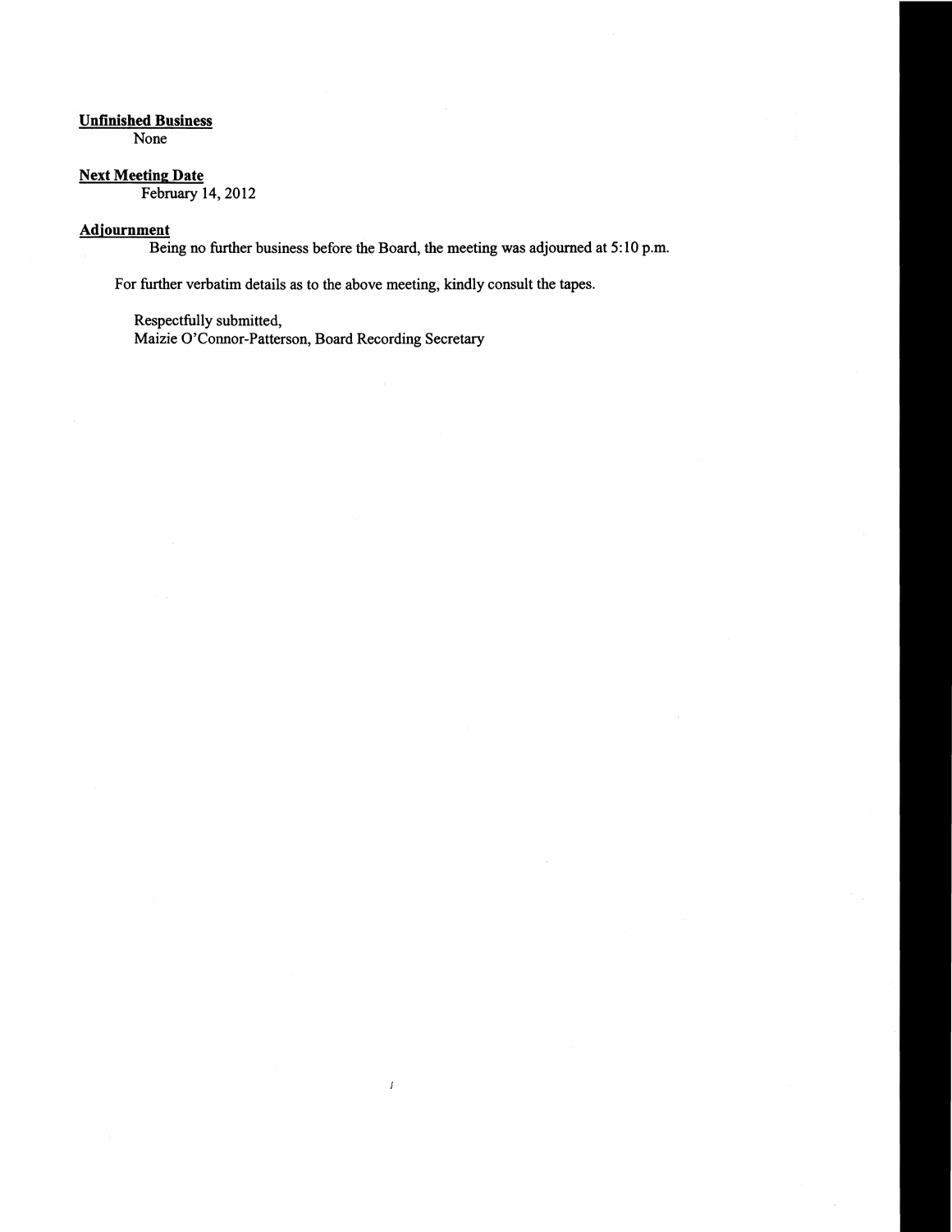**Unfinished Business**

None

**Next Meeting Date**

February 14, 2012

**Adjournment**

Being no further business before the Board, the meeting was adjourned at 5:10 p.m.

For further verbatim details as to the above meeting, kindly consult the tapes.

Respectfully submitted,
Maizie O'Connor-Patterson, Board Recording Secretary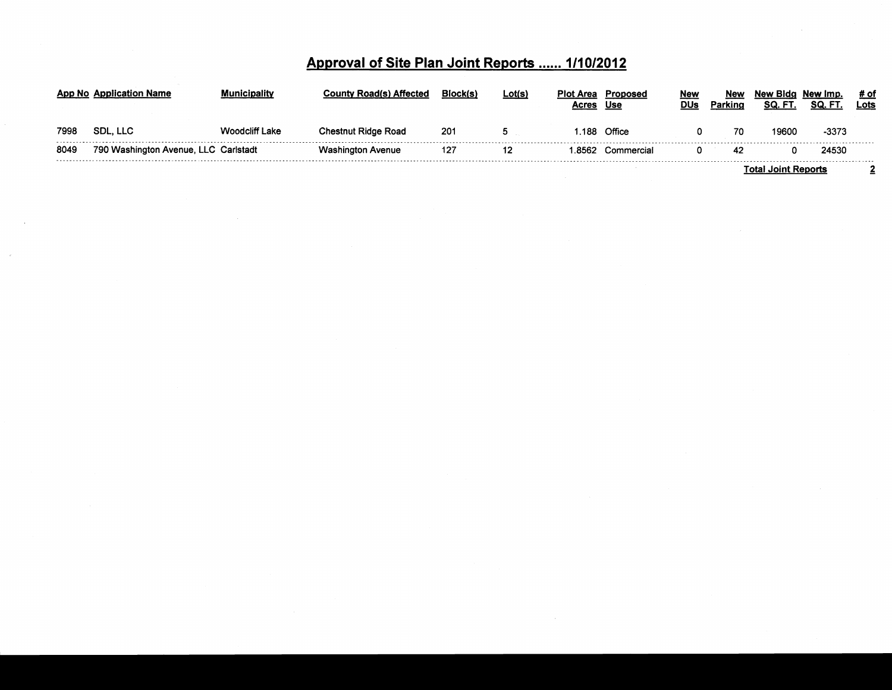## Approval of Site Plan Joint Reports ...... 1/10/2012

| App No | Application Name | Municipality | County Road(s) Affected | Block(s) | Lot(s) | Plot Area Acres | Proposed Use | New DUs | New Parking | New Bldg SQ. FT. | New Imp. SQ. FT. | # of Lots |
|---|---|---|---|---|---|---|---|---|---|---|---|---|
| 7998 | SDL, LLC | Woodcliff Lake | Chestnut Ridge Road | 201 | 5 | 1.188 | Office | 0 | 70 | 19600 | -3373 | |
| 8049 | 790 Washington Avenue, LLC | Carlstadt | Washington Avenue | 127 | 12 | 1.8562 | Commercial | 0 | 42 | 0 | 24530 | |

**Total Joint Reports** **2**